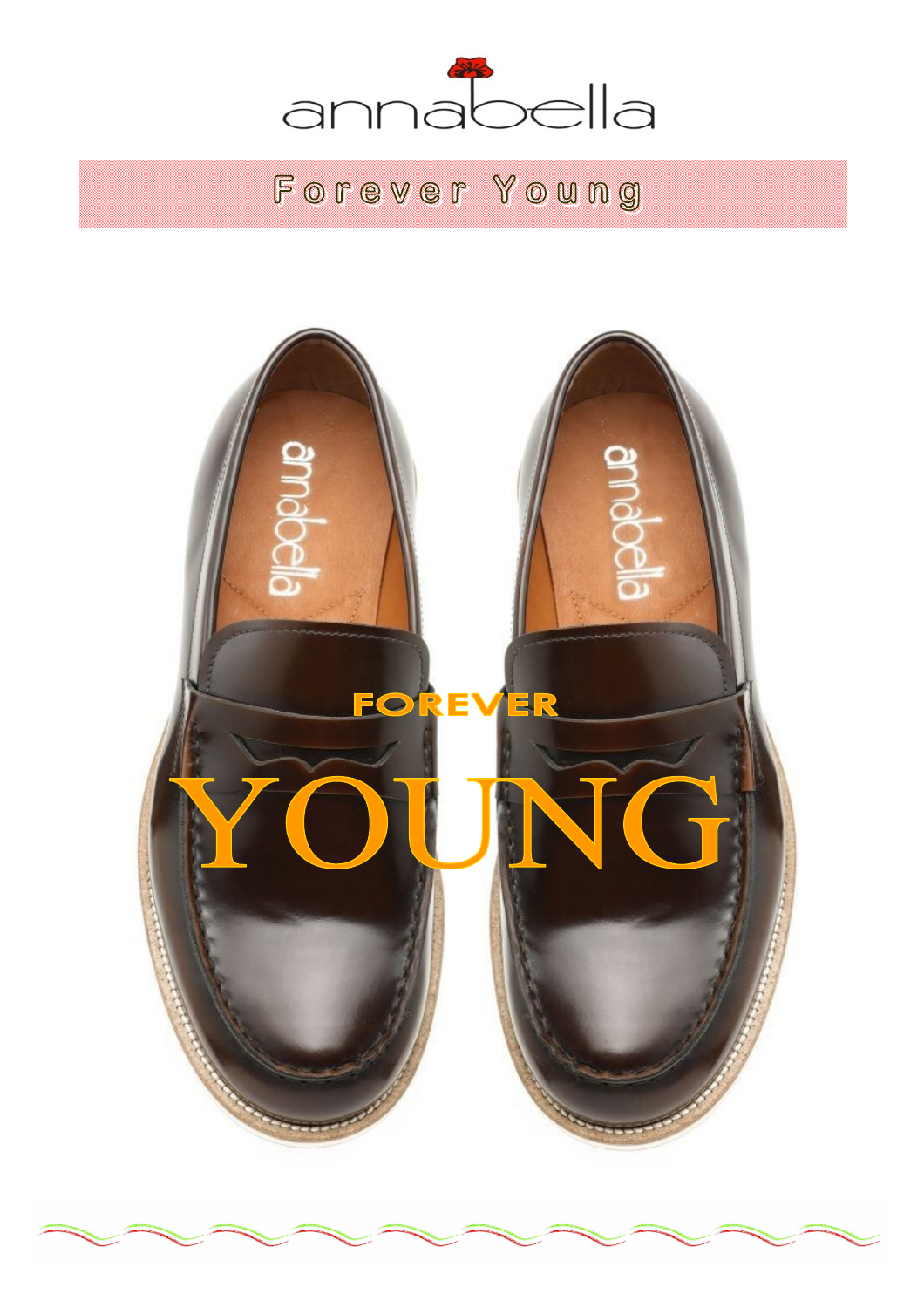annabella

# Forever Young

FOREVER

YOUNG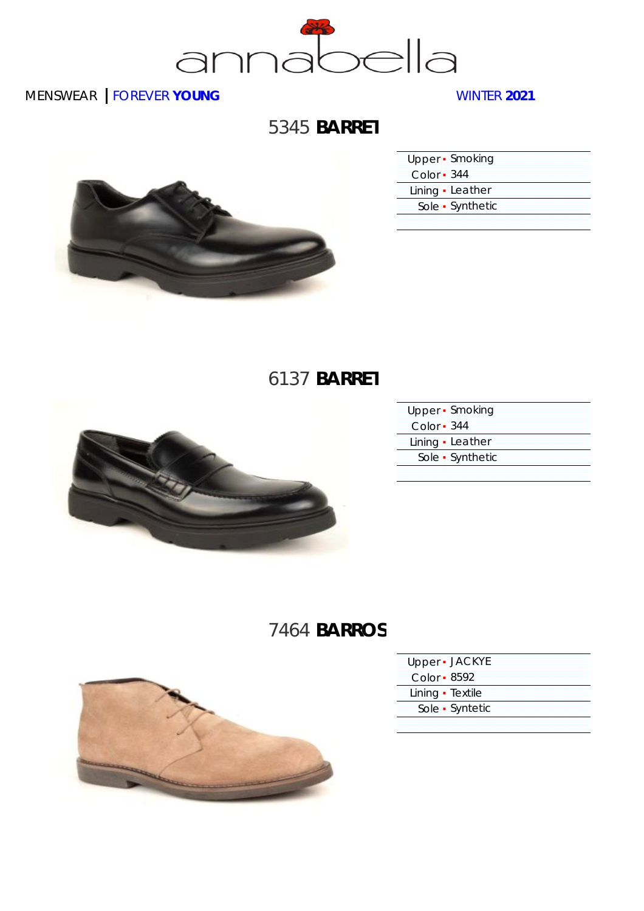annabella

MENSWEAR | FOREVER **YOUNG** WINTER **2021**

## 5345 **BARRET**

| | |
|---|---|
| Upper | Smoking |
| Color | 344 |
| Lining | Leather |
| Sole | Synthetic |

## 6137 **BARRET**

| | |
|---|---|
| Upper | Smoking |
| Color | 344 |
| Lining | Leather |
| Sole | Synthetic |

## 7464 **BARROS**

| | |
|---|---|
| Upper | JACKYE |
| Color | 8592 |
| Lining | Textile |
| Sole | Syntetic |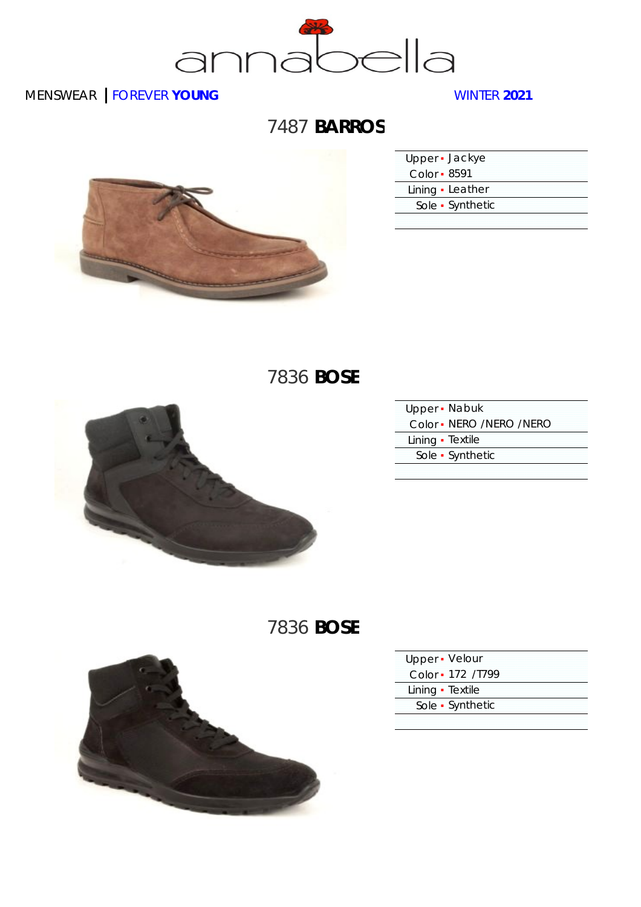MENSWEAR | FOREVER **YOUNG** WINTER **2021**

## 7487 **BARROS**

| | |
|---|---|
| Upper | Jackye |
| Color | 8591 |
| Lining | Leather |
| Sole | Synthetic |

## 7836 **BOSE**

| | |
|---|---|
| Upper | Nabuk |
| Color | NERO /NERO /NERO |
| Lining | Textile |
| Sole | Synthetic |

## 7836 **BOSE**

| | |
|---|---|
| Upper | Velour |
| Color | 172 /T799 |
| Lining | Textile |
| Sole | Synthetic |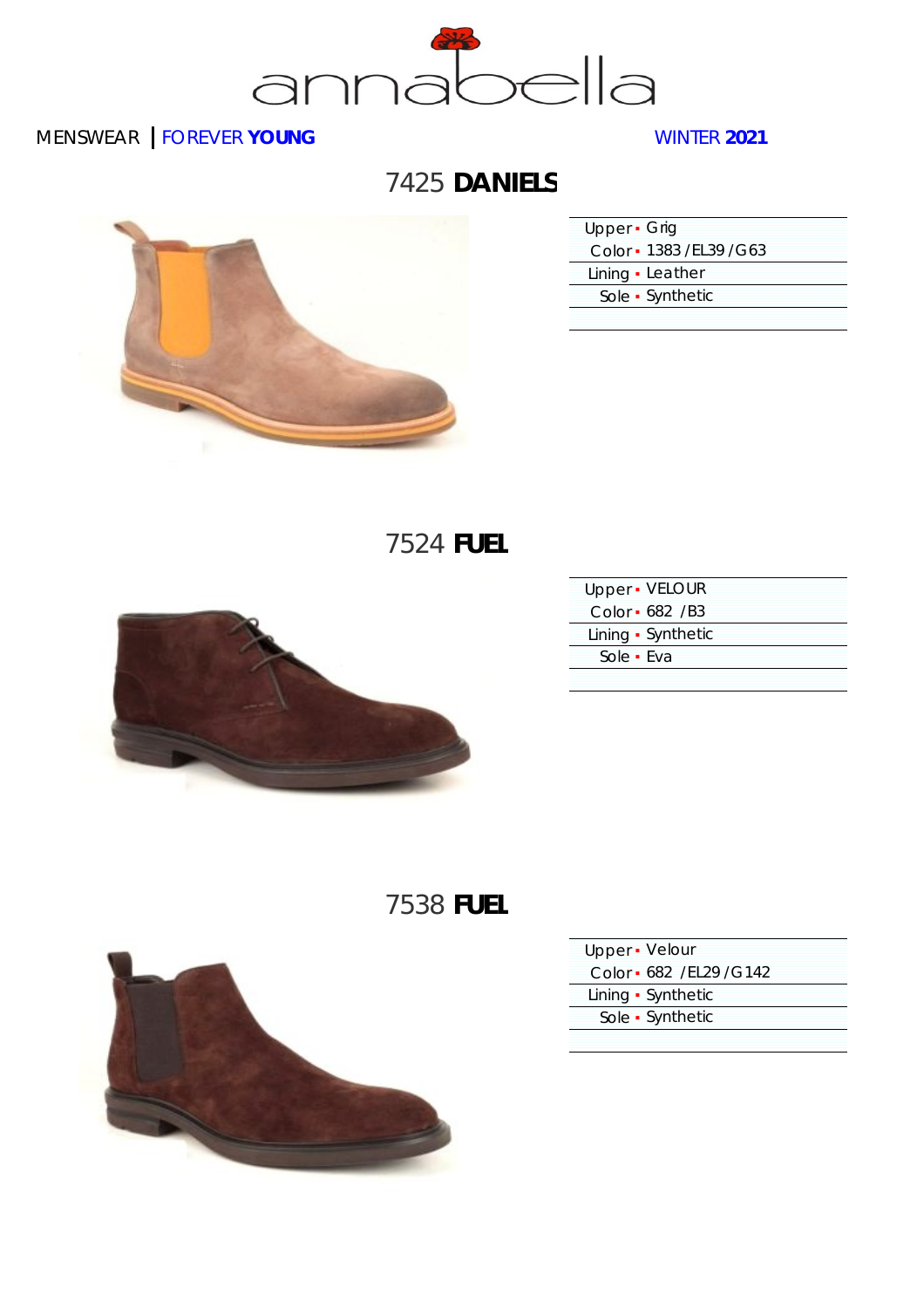# annabella

MENSWEAR | FOREVER **YOUNG**

WINTER **2021**

## 7425 **DANIELS**

| | |
|---|---|
| Upper | Grig |
| Color | 1383 / EL39 / G63 |
| Lining | Leather |
| Sole | Synthetic |

## 7524 **FUEL**

| | |
|---|---|
| Upper | VELOUR |
| Color | 682 / B3 |
| Lining | Synthetic |
| Sole | Eva |

## 7538 **FUEL**

| | |
|---|---|
| Upper | Velour |
| Color | 682 / EL29 / G142 |
| Lining | Synthetic |
| Sole | Synthetic |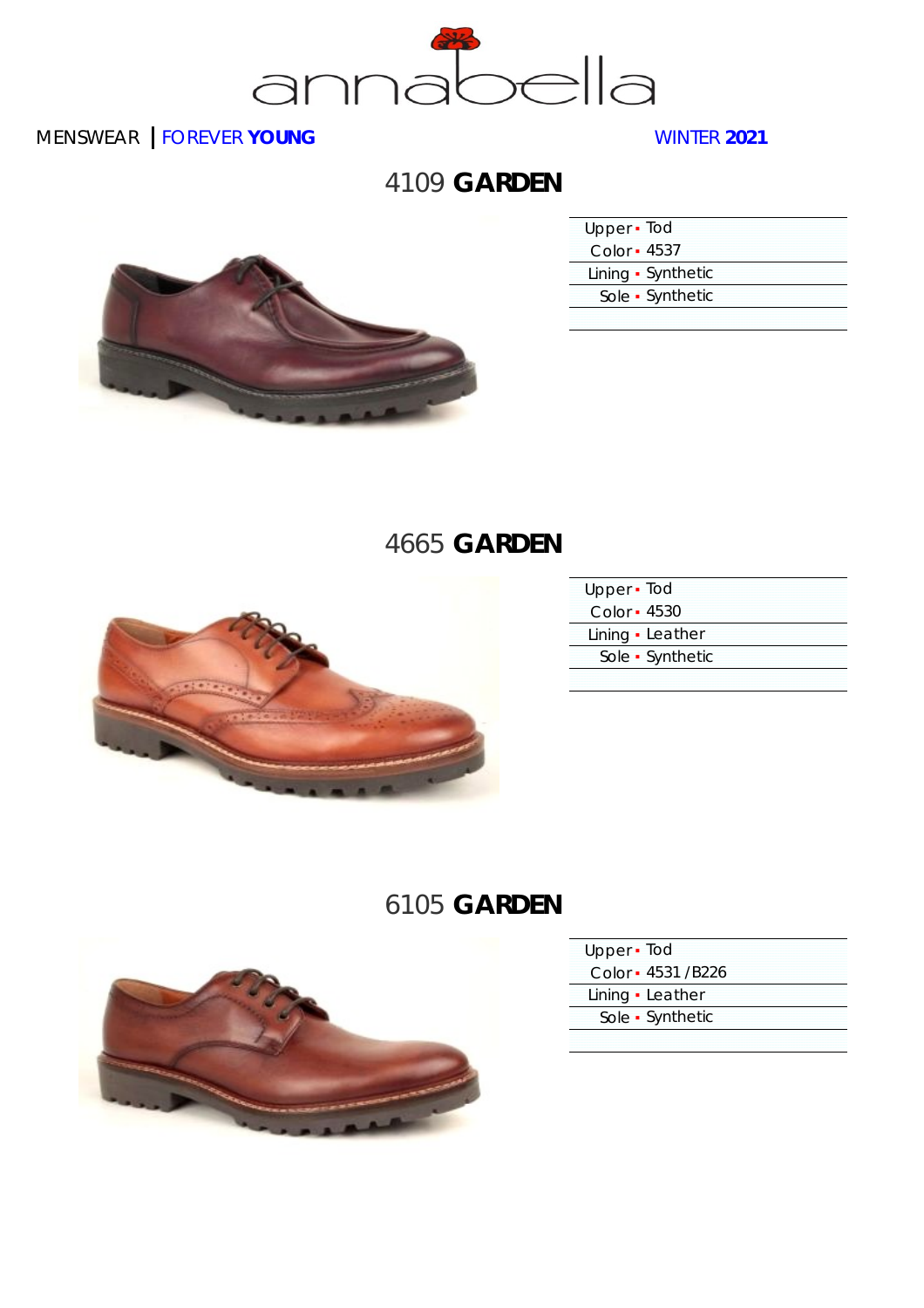annabella

MENSWEAR | FOREVER **YOUNG** WINTER **2021**

## 4109 **GARDEN**

| | |
|---|---|
| Upper | Tod |
| Color | 4537 |
| Lining | Synthetic |
| Sole | Synthetic |

## 4665 **GARDEN**

| | |
|---|---|
| Upper | Tod |
| Color | 4530 |
| Lining | Leather |
| Sole | Synthetic |

## 6105 **GARDEN**

| | |
|---|---|
| Upper | Tod |
| Color | 4531 / B226 |
| Lining | Leather |
| Sole | Synthetic |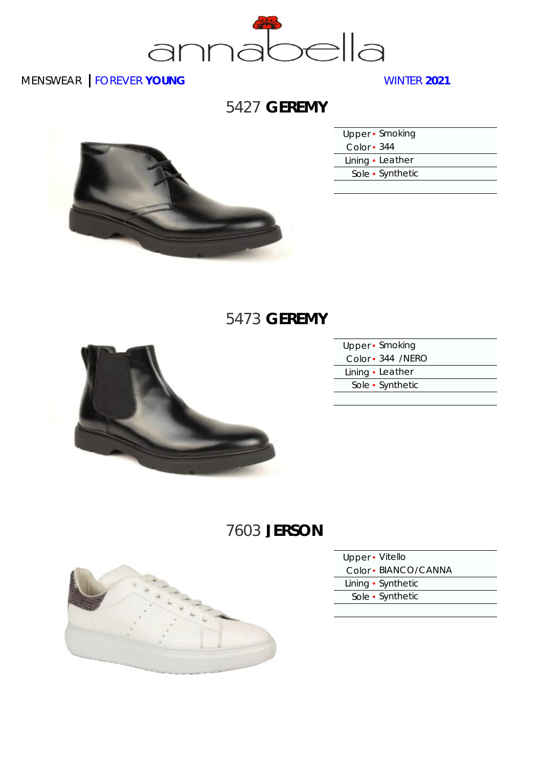annabella

MENSWEAR | FOREVER **YOUNG**

WINTER **2021**

## 5427 **GEREMY**

| | |
|---|---|
| Upper | Smoking |
| Color | 344 |
| Lining | Leather |
| Sole | Synthetic |

## 5473 **GEREMY**

| | |
|---|---|
| Upper | Smoking |
| Color | 344 /NERO |
| Lining | Leather |
| Sole | Synthetic |

## 7603 **JERSON**

| | |
|---|---|
| Upper | Vitello |
| Color | BIANCO/CANNA |
| Lining | Synthetic |
| Sole | Synthetic |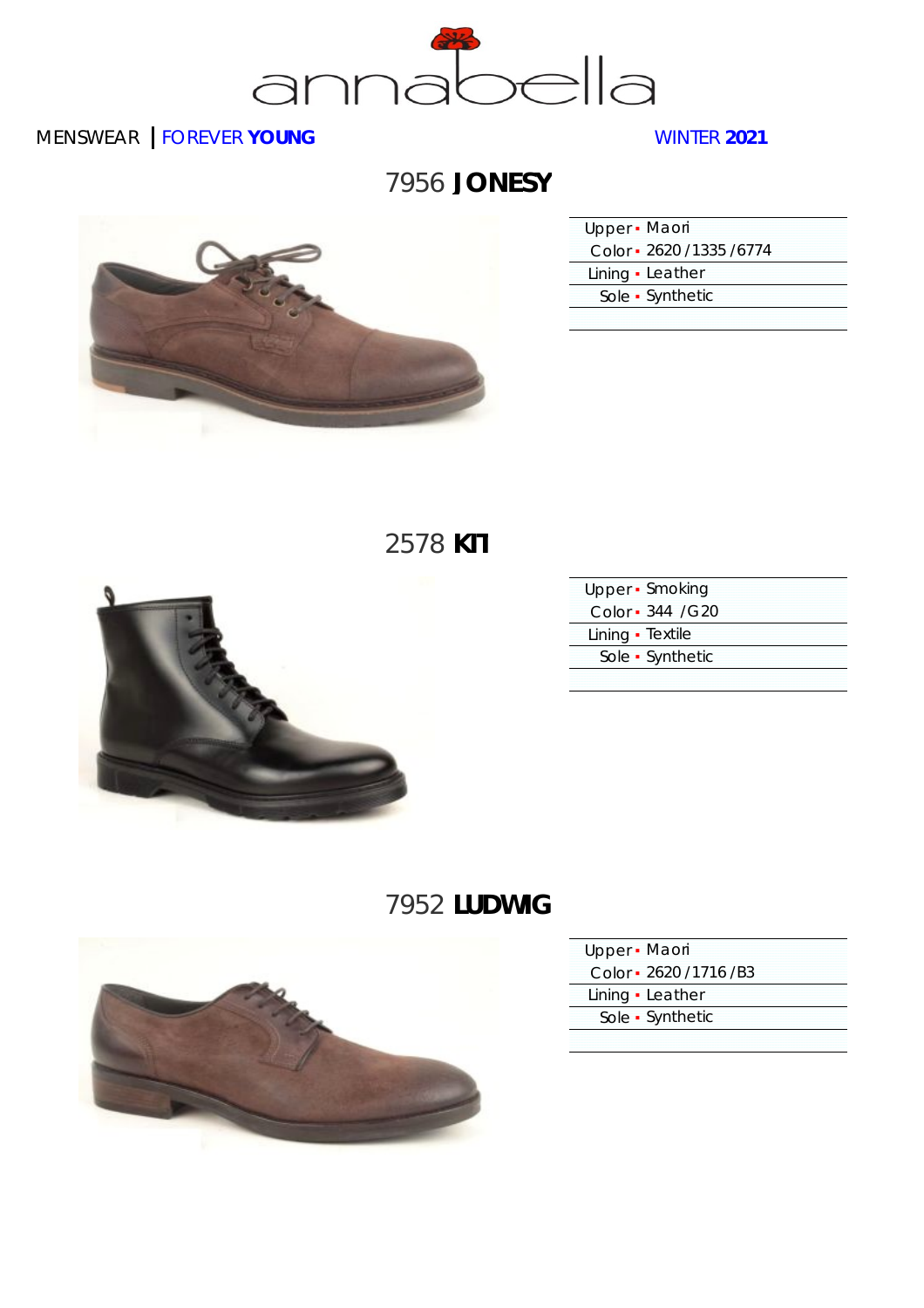annabella

MENSWEAR | FOREVER **YOUNG** WINTER **2021**

## 7956 **JONESY**

| | |
|---|---|
| Upper | Maori |
| Color | 2620 / 1335 / 6774 |
| Lining | Leather |
| Sole | Synthetic |

## 2578 **KITI**

| | |
|---|---|
| Upper | Smoking |
| Color | 344 / G20 |
| Lining | Textile |
| Sole | Synthetic |

## 7952 **LUDWIG**

| | |
|---|---|
| Upper | Maori |
| Color | 2620 / 1716 / B3 |
| Lining | Leather |
| Sole | Synthetic |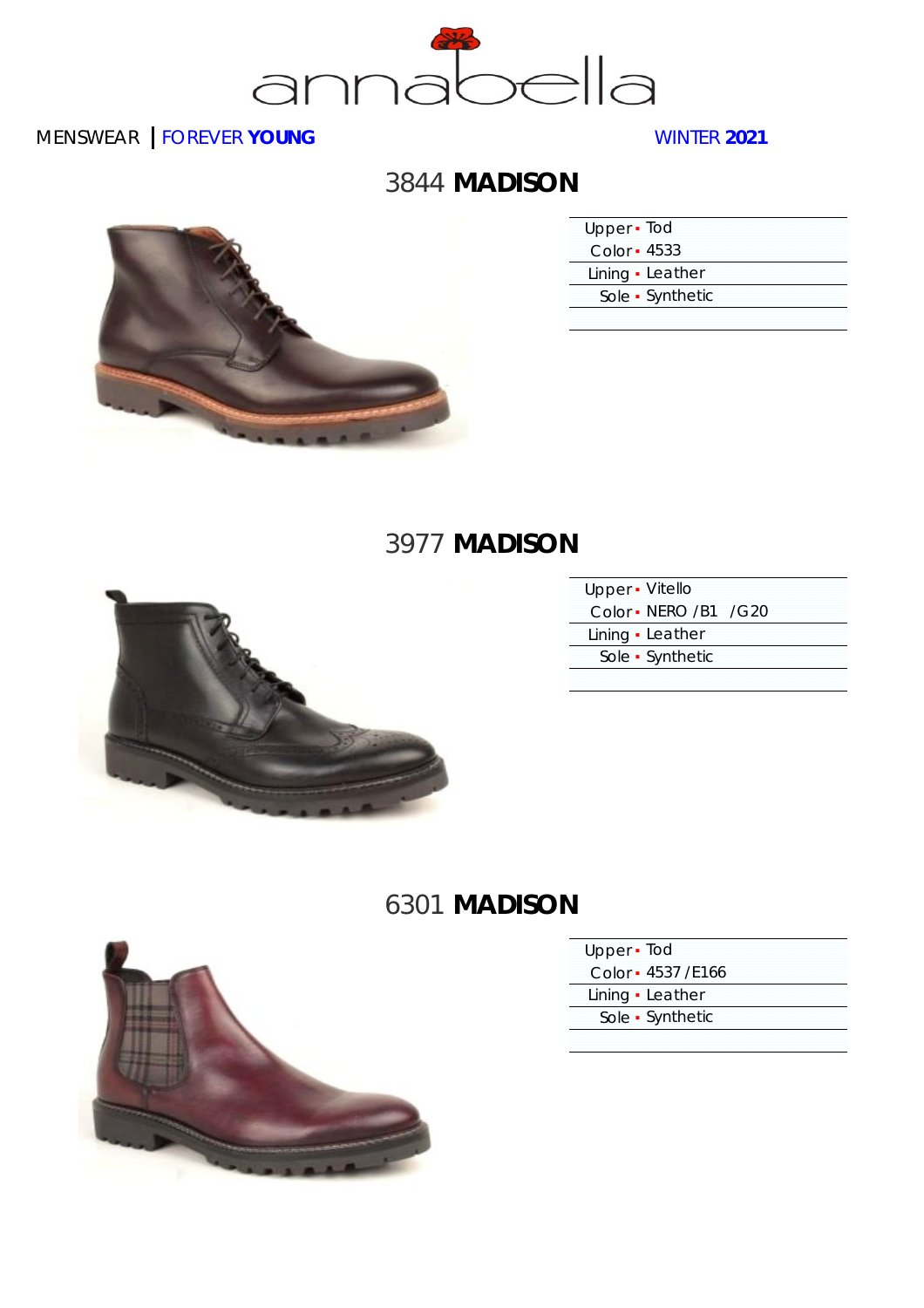annabella

MENSWEAR | FOREVER **YOUNG**

WINTER **2021**

## 3844 **MADISON**

| | |
|---|---|
| Upper | Tod |
| Color | 4533 |
| Lining | Leather |
| Sole | Synthetic |

## 3977 **MADISON**

| | |
|---|---|
| Upper | Vitello |
| Color | NERO /B1 /G20 |
| Lining | Leather |
| Sole | Synthetic |

## 6301 **MADISON**

| | |
|---|---|
| Upper | Tod |
| Color | 4537 /E166 |
| Lining | Leather |
| Sole | Synthetic |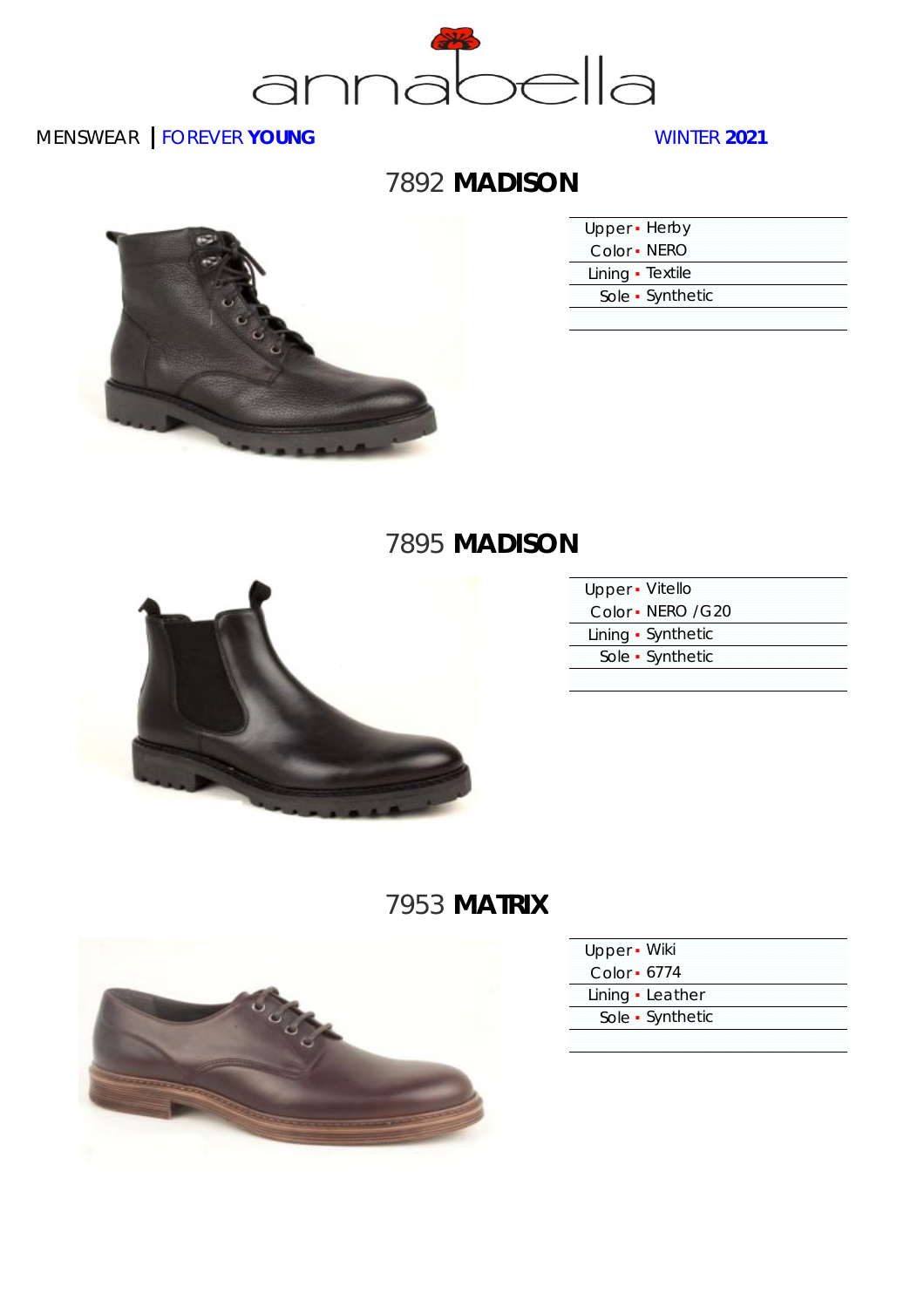annabella

MENSWEAR | FOREVER **YOUNG** WINTER **2021**

## 7892 **MADISON**

| | |
|---|---|
| Upper | Herby |
| Color | NERO |
| Lining | Textile |
| Sole | Synthetic |

## 7895 **MADISON**

| | |
|---|---|
| Upper | Vitello |
| Color | NERO /G20 |
| Lining | Synthetic |
| Sole | Synthetic |

## 7953 **MATRIX**

| | |
|---|---|
| Upper | Wiki |
| Color | 6774 |
| Lining | Leather |
| Sole | Synthetic |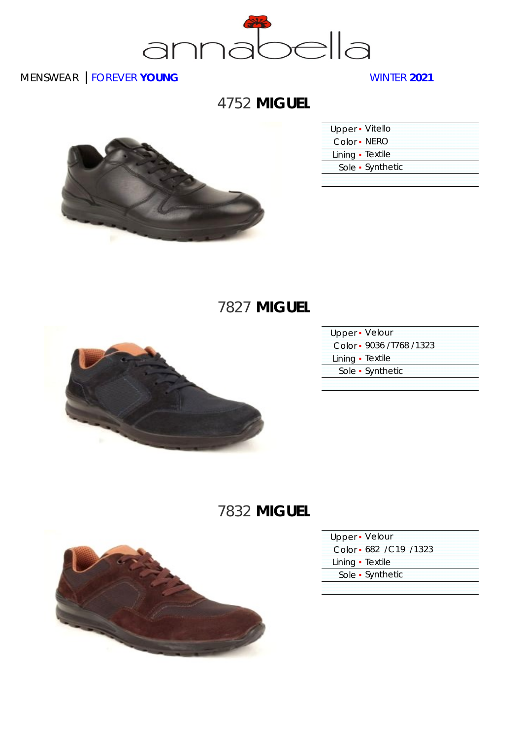annabella

MENSWEAR | FOREVER **YOUNG** WINTER **2021**

## 4752 **MIGUEL**

| | |
|---|---|
| Upper | Vitello |
| Color | NERO |
| Lining | Textile |
| Sole | Synthetic |

## 7827 **MIGUEL**

| | |
|---|---|
| Upper | Velour |
| Color | 9036 / T768 / 1323 |
| Lining | Textile |
| Sole | Synthetic |

## 7832 **MIGUEL**

| | |
|---|---|
| Upper | Velour |
| Color | 682 / C19 / 1323 |
| Lining | Textile |
| Sole | Synthetic |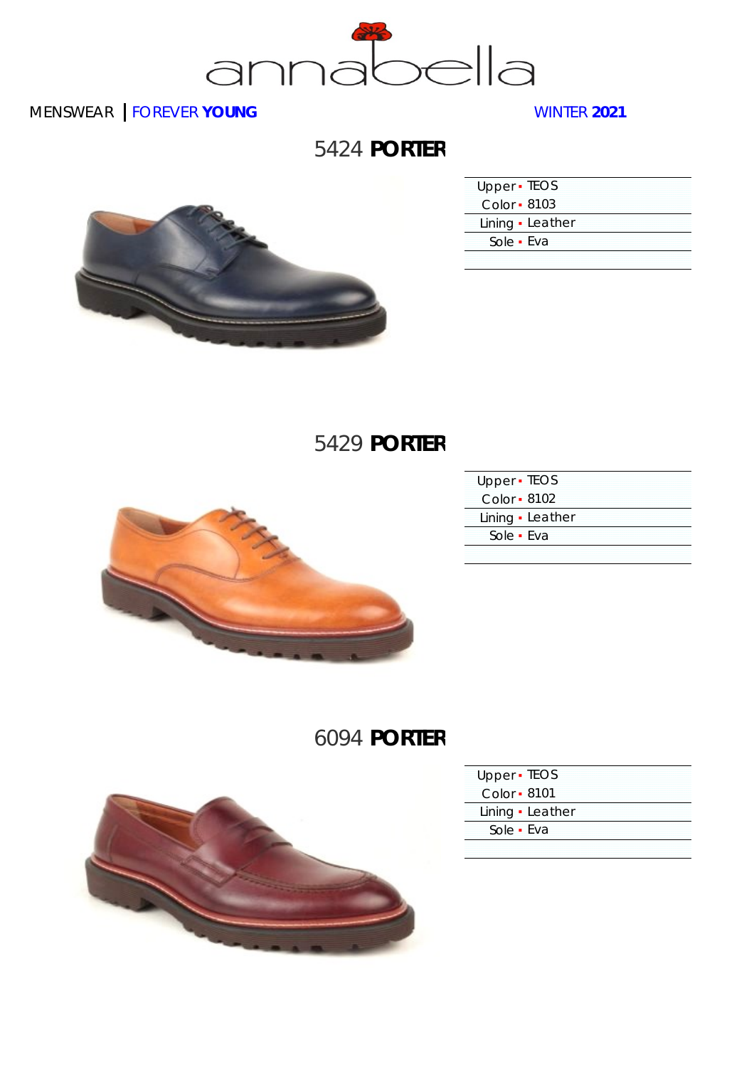annabella

MENSWEAR | FOREVER **YOUNG** WINTER **2021**

## 5424 **PORTER**

| | |
|---|---|
| Upper | TEOS |
| Color | 8103 |
| Lining | Leather |
| Sole | Eva |

## 5429 **PORTER**

| | |
|---|---|
| Upper | TEOS |
| Color | 8102 |
| Lining | Leather |
| Sole | Eva |

## 6094 **PORTER**

| | |
|---|---|
| Upper | TEOS |
| Color | 8101 |
| Lining | Leather |
| Sole | Eva |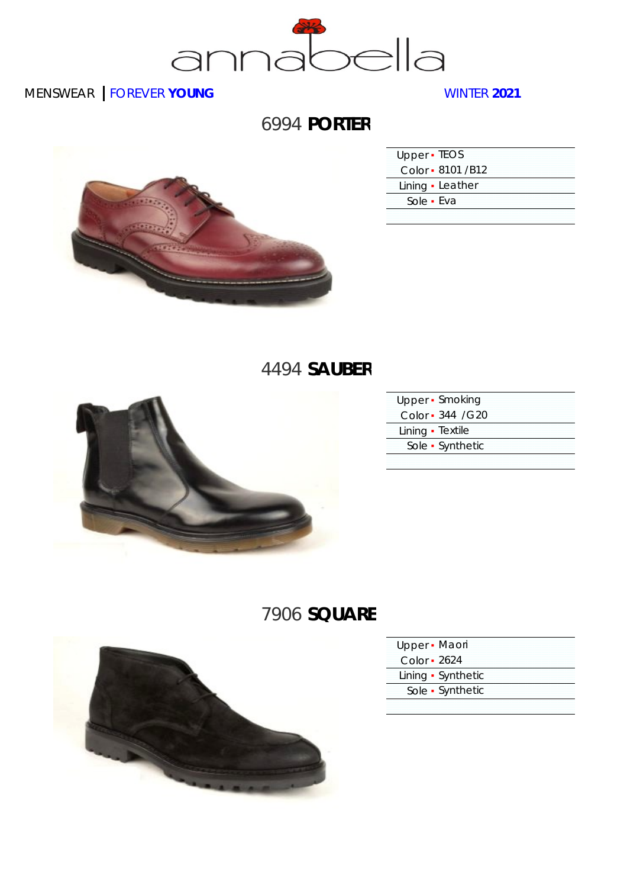annabella

MENSWEAR | FOREVER **YOUNG** WINTER **2021**

## 6994 **PORTER**

| | |
|---|---|
| Upper | TEOS |
| Color | 8101 /B12 |
| Lining | Leather |
| Sole | Eva |

## 4494 **SAUBER**

| | |
|---|---|
| Upper | Smoking |
| Color | 344 /G20 |
| Lining | Textile |
| Sole | Synthetic |

## 7906 **SQUARE**

| | |
|---|---|
| Upper | Maori |
| Color | 2624 |
| Lining | Synthetic |
| Sole | Synthetic |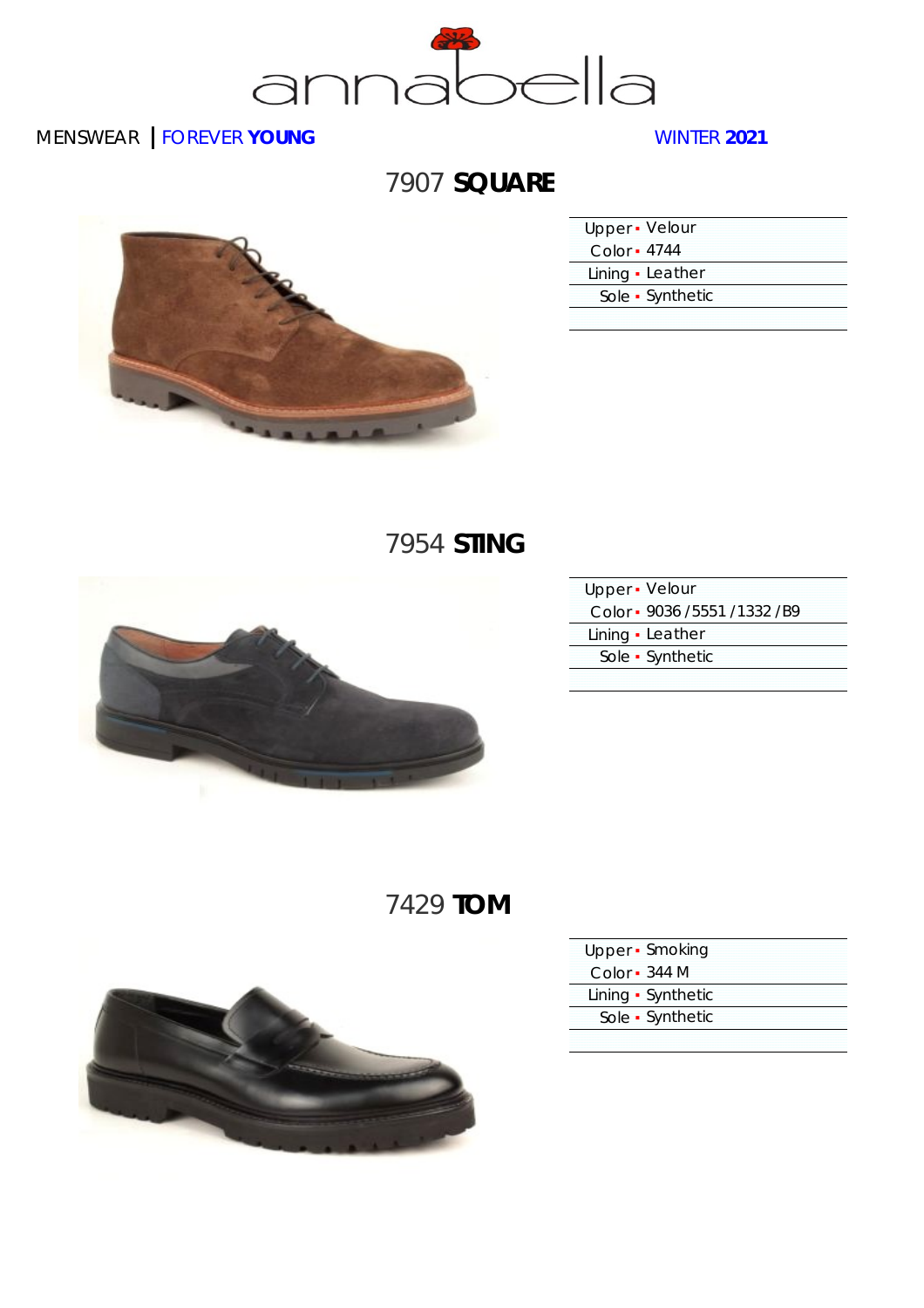annabella

MENSWEAR | FOREVER **YOUNG** WINTER **2021**

## 7907 **SQUARE**

| | |
|---|---|
| Upper | Velour |
| Color | 4744 |
| Lining | Leather |
| Sole | Synthetic |

## 7954 **STING**

| | |
|---|---|
| Upper | Velour |
| Color | 9036 /5551 /1332 /B9 |
| Lining | Leather |
| Sole | Synthetic |

## 7429 **TOM**

| | |
|---|---|
| Upper | Smoking |
| Color | 344 M |
| Lining | Synthetic |
| Sole | Synthetic |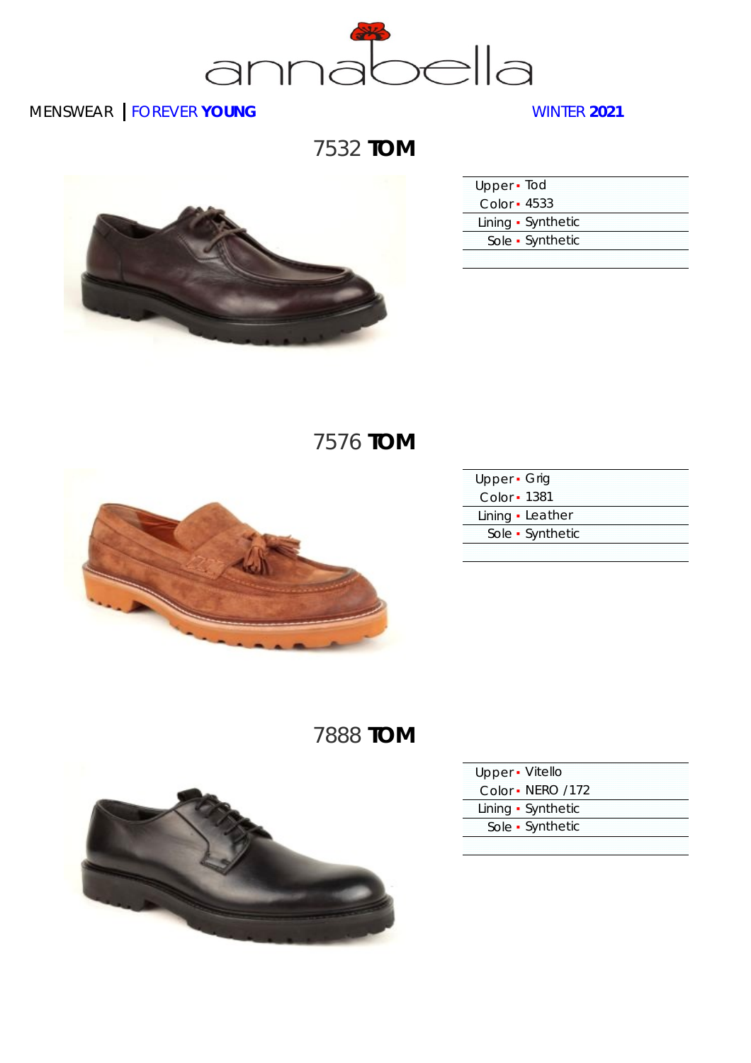annabella

MENSWEAR | FOREVER **YOUNG** WINTER **2021**

## 7532 **TOM**

| | |
|---|---|
| Upper | Tod |
| Color | 4533 |
| Lining | Synthetic |
| Sole | Synthetic |

## 7576 **TOM**

| | |
|---|---|
| Upper | Grig |
| Color | 1381 |
| Lining | Leather |
| Sole | Synthetic |

## 7888 **TOM**

| | |
|---|---|
| Upper | Vitello |
| Color | NERO /172 |
| Lining | Synthetic |
| Sole | Synthetic |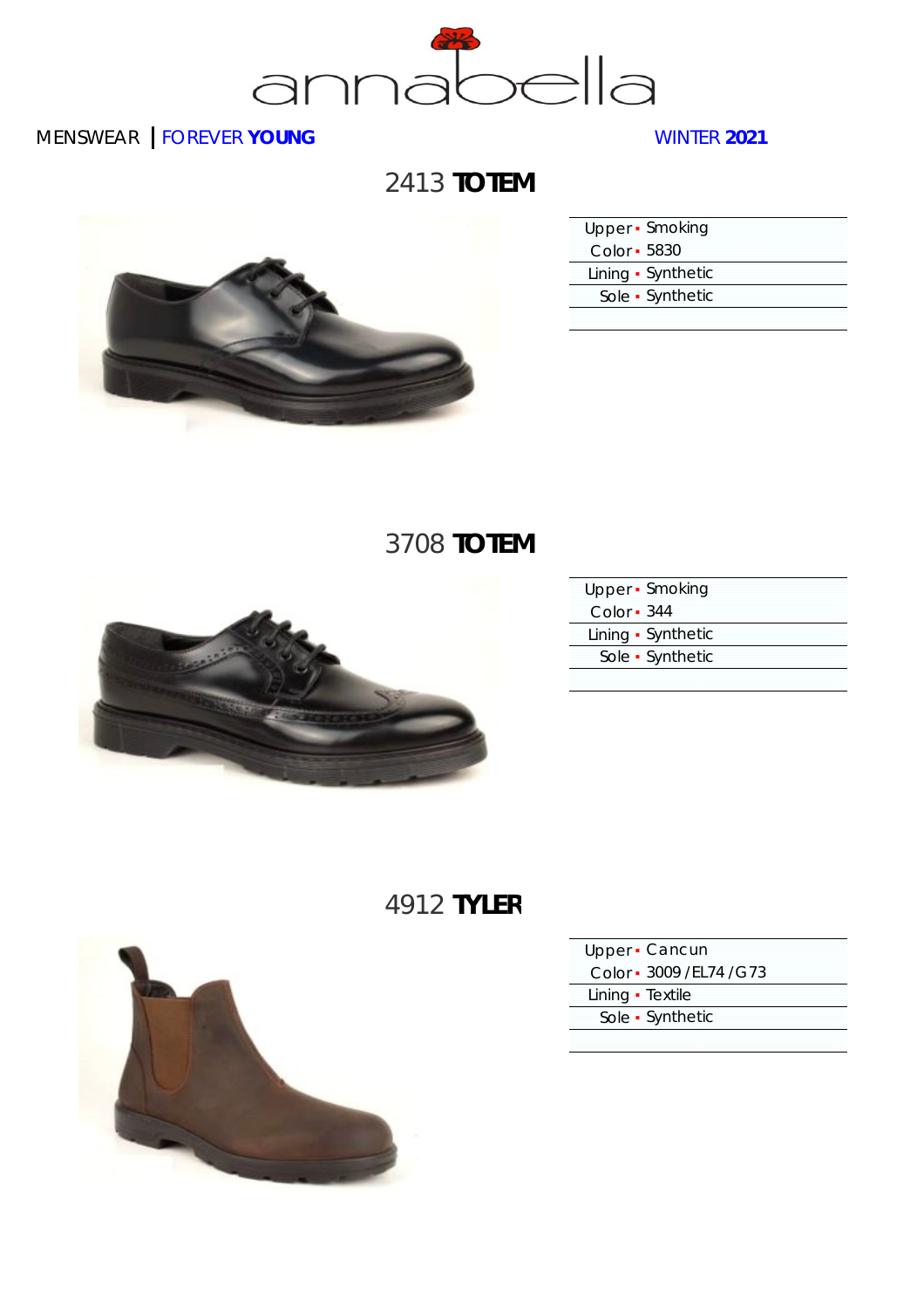MENSWEAR | FOREVER **YOUNG** WINTER **2021**

## 2413 **TOTEM**

| | |
|---|---|
| Upper | Smoking |
| Color | 5830 |
| Lining | Synthetic |
| Sole | Synthetic |

## 3708 **TOTEM**

| | |
|---|---|
| Upper | Smoking |
| Color | 344 |
| Lining | Synthetic |
| Sole | Synthetic |

## 4912 **TYLER**

| | |
|---|---|
| Upper | Cancun |
| Color | 3009 / EL74 / G73 |
| Lining | Textile |
| Sole | Synthetic |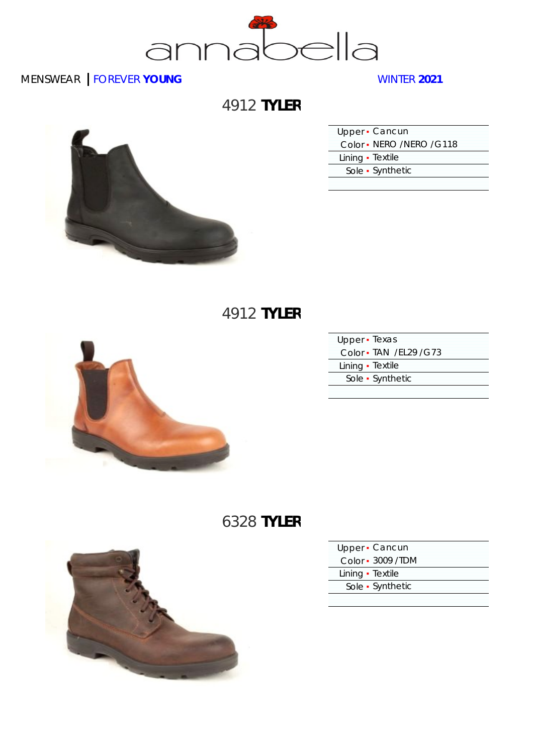annabella

MENSWEAR | FOREVER **YOUNG**

WINTER **2021**

## 4912 **TYLER**

| | |
|---|---|
| Upper | Cancun |
| Color | NERO / NERO / G118 |
| Lining | Textile |
| Sole | Synthetic |

## 4912 **TYLER**

| | |
|---|---|
| Upper | Texas |
| Color | TAN / EL29 / G73 |
| Lining | Textile |
| Sole | Synthetic |

## 6328 **TYLER**

| | |
|---|---|
| Upper | Cancun |
| Color | 3009 / TDM |
| Lining | Textile |
| Sole | Synthetic |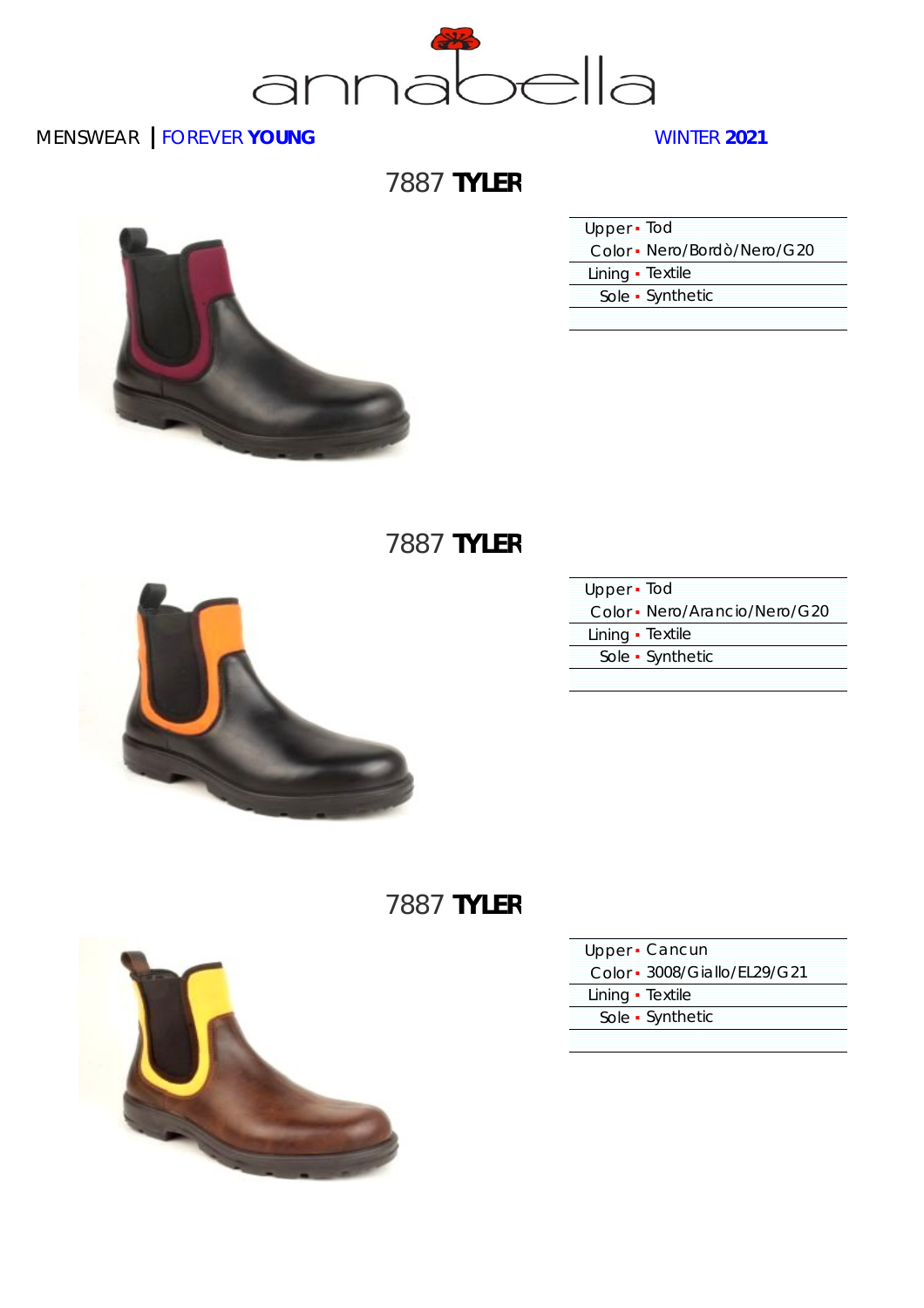annabella

MENSWEAR | FOREVER **YOUNG**

WINTER **2021**

## 7887 **TYLER**

| | |
|---|---|
| Upper | Tod |
| Color | Nero/Bordò/Nero/G20 |
| Lining | Textile |
| Sole | Synthetic |

## 7887 **TYLER**

| | |
|---|---|
| Upper | Tod |
| Color | Nero/Arancio/Nero/G20 |
| Lining | Textile |
| Sole | Synthetic |

## 7887 **TYLER**

| | |
|---|---|
| Upper | Cancun |
| Color | 3008/Giallo/EL29/G21 |
| Lining | Textile |
| Sole | Synthetic |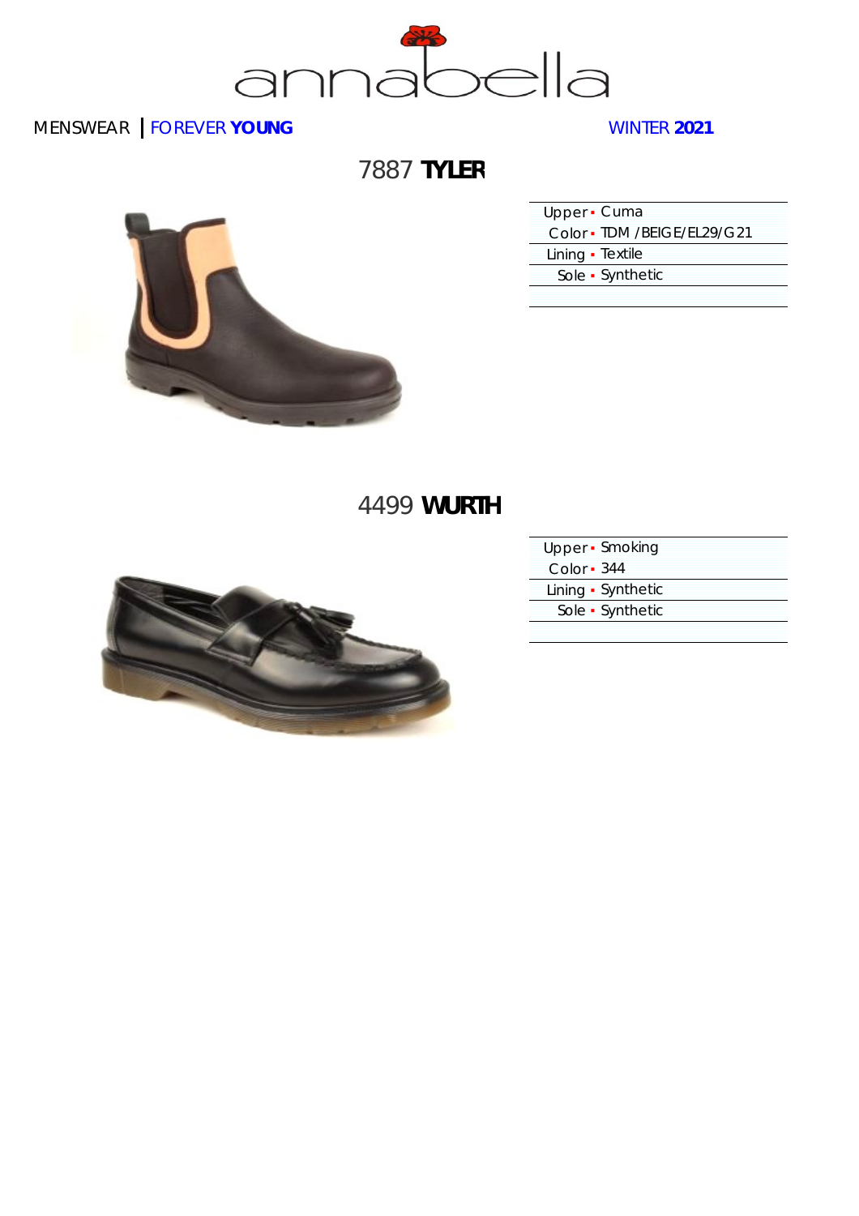MENSWEAR | FOREVER **YOUNG**

WINTER **2021**

## 7887 **TYLER**

| | |
|---|---|
| Upper | Cuma |
| Color | TDM /BEIGE/EL29/G21 |
| Lining | Textile |
| Sole | Synthetic |

## 4499 **WURTH**

| | |
|---|---|
| Upper | Smoking |
| Color | 344 |
| Lining | Synthetic |
| Sole | Synthetic |